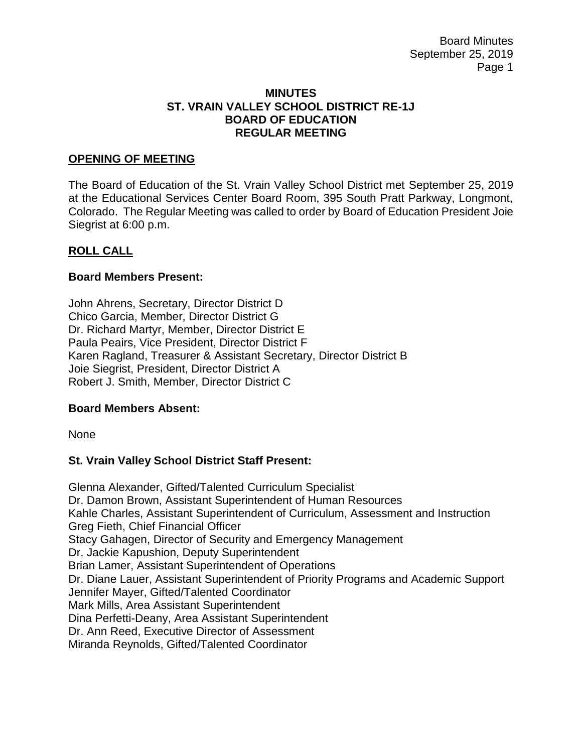# MINUTES
# ST. VRAIN VALLEY SCHOOL DISTRICT RE-1J
# BOARD OF EDUCATION
# REGULAR MEETING

## OPENING OF MEETING

The Board of Education of the St. Vrain Valley School District met September 25, 2019 at the Educational Services Center Board Room, 395 South Pratt Parkway, Longmont, Colorado. The Regular Meeting was called to order by Board of Education President Joie Siegrist at 6:00 p.m.

## ROLL CALL

### Board Members Present:

John Ahrens, Secretary, Director District D
Chico Garcia, Member, Director District G
Dr. Richard Martyr, Member, Director District E
Paula Peairs, Vice President, Director District F
Karen Ragland, Treasurer & Assistant Secretary, Director District B
Joie Siegrist, President, Director District A
Robert J. Smith, Member, Director District C

### Board Members Absent:

None

### St. Vrain Valley School District Staff Present:

Glenna Alexander, Gifted/Talented Curriculum Specialist
Dr. Damon Brown, Assistant Superintendent of Human Resources
Kahle Charles, Assistant Superintendent of Curriculum, Assessment and Instruction
Greg Fieth, Chief Financial Officer
Stacy Gahagen, Director of Security and Emergency Management
Dr. Jackie Kapushion, Deputy Superintendent
Brian Lamer, Assistant Superintendent of Operations
Dr. Diane Lauer, Assistant Superintendent of Priority Programs and Academic Support
Jennifer Mayer, Gifted/Talented Coordinator
Mark Mills, Area Assistant Superintendent
Dina Perfetti-Deany, Area Assistant Superintendent
Dr. Ann Reed, Executive Director of Assessment
Miranda Reynolds, Gifted/Talented Coordinator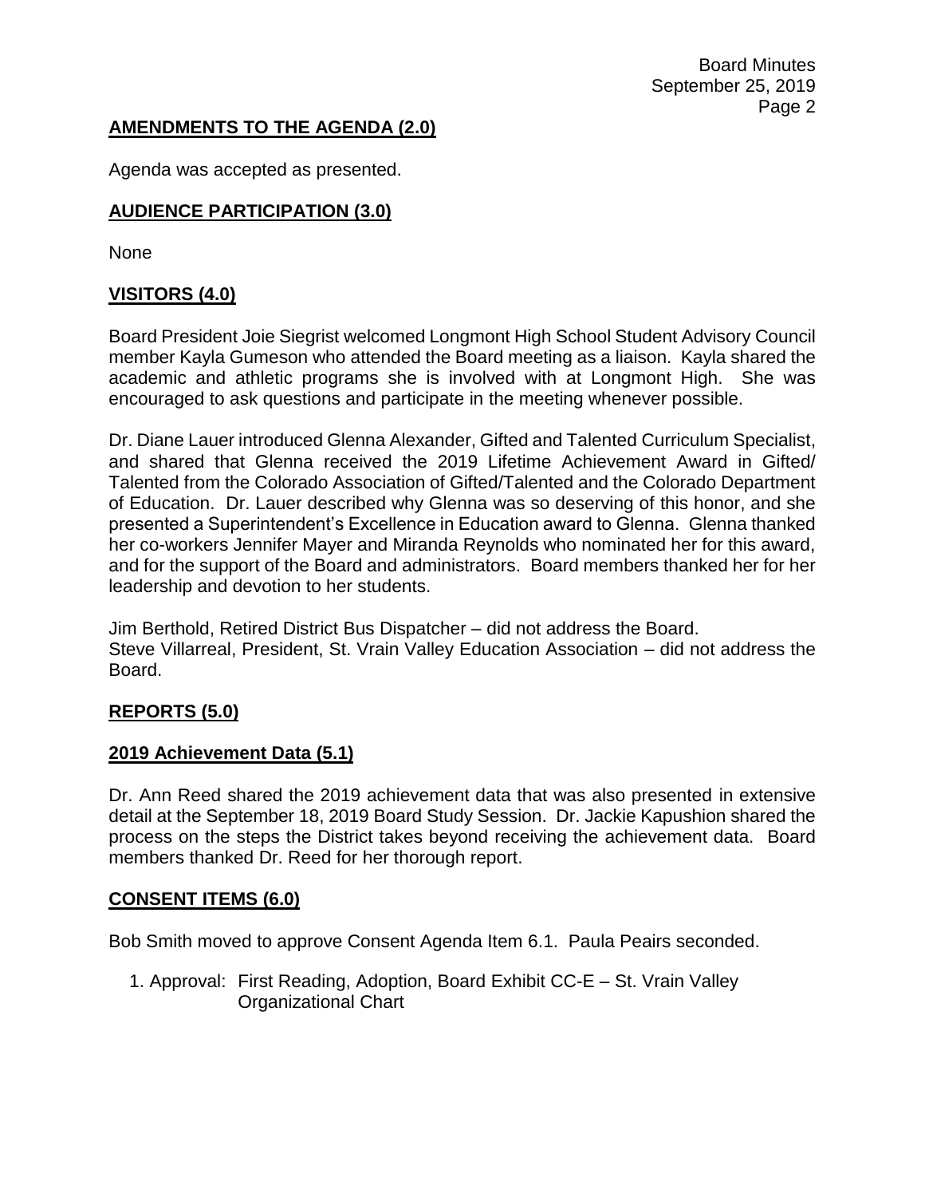## AMENDMENTS TO THE AGENDA (2.0)

Agenda was accepted as presented.

## AUDIENCE PARTICIPATION (3.0)

None

## VISITORS (4.0)

Board President Joie Siegrist welcomed Longmont High School Student Advisory Council member Kayla Gumeson who attended the Board meeting as a liaison. Kayla shared the academic and athletic programs she is involved with at Longmont High. She was encouraged to ask questions and participate in the meeting whenever possible.

Dr. Diane Lauer introduced Glenna Alexander, Gifted and Talented Curriculum Specialist, and shared that Glenna received the 2019 Lifetime Achievement Award in Gifted/ Talented from the Colorado Association of Gifted/Talented and the Colorado Department of Education. Dr. Lauer described why Glenna was so deserving of this honor, and she presented a Superintendent's Excellence in Education award to Glenna. Glenna thanked her co-workers Jennifer Mayer and Miranda Reynolds who nominated her for this award, and for the support of the Board and administrators. Board members thanked her for her leadership and devotion to her students.

Jim Berthold, Retired District Bus Dispatcher – did not address the Board.
Steve Villarreal, President, St. Vrain Valley Education Association – did not address the Board.

## REPORTS (5.0)

## 2019 Achievement Data (5.1)

Dr. Ann Reed shared the 2019 achievement data that was also presented in extensive detail at the September 18, 2019 Board Study Session. Dr. Jackie Kapushion shared the process on the steps the District takes beyond receiving the achievement data. Board members thanked Dr. Reed for her thorough report.

## CONSENT ITEMS (6.0)

Bob Smith moved to approve Consent Agenda Item 6.1. Paula Peairs seconded.

1. Approval: First Reading, Adoption, Board Exhibit CC-E – St. Vrain Valley Organizational Chart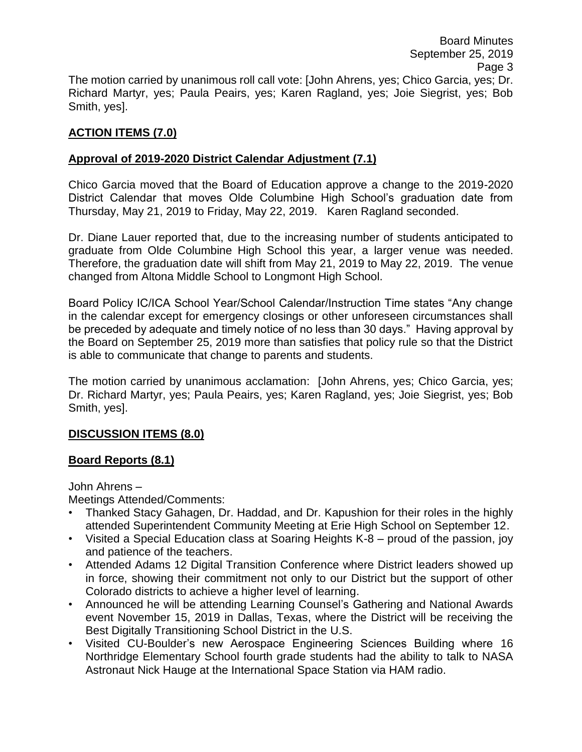The motion carried by unanimous roll call vote: [John Ahrens, yes; Chico Garcia, yes; Dr. Richard Martyr, yes; Paula Peairs, yes; Karen Ragland, yes; Joie Siegrist, yes; Bob Smith, yes].

## ACTION ITEMS (7.0)

### Approval of 2019-2020 District Calendar Adjustment (7.1)

Chico Garcia moved that the Board of Education approve a change to the 2019-2020 District Calendar that moves Olde Columbine High School's graduation date from Thursday, May 21, 2019 to Friday, May 22, 2019. Karen Ragland seconded.

Dr. Diane Lauer reported that, due to the increasing number of students anticipated to graduate from Olde Columbine High School this year, a larger venue was needed. Therefore, the graduation date will shift from May 21, 2019 to May 22, 2019. The venue changed from Altona Middle School to Longmont High School.

Board Policy IC/ICA School Year/School Calendar/Instruction Time states "Any change in the calendar except for emergency closings or other unforeseen circumstances shall be preceded by adequate and timely notice of no less than 30 days." Having approval by the Board on September 25, 2019 more than satisfies that policy rule so that the District is able to communicate that change to parents and students.

The motion carried by unanimous acclamation: [John Ahrens, yes; Chico Garcia, yes; Dr. Richard Martyr, yes; Paula Peairs, yes; Karen Ragland, yes; Joie Siegrist, yes; Bob Smith, yes].

## DISCUSSION ITEMS (8.0)

### Board Reports (8.1)

John Ahrens –

Meetings Attended/Comments:

- Thanked Stacy Gahagen, Dr. Haddad, and Dr. Kapushion for their roles in the highly attended Superintendent Community Meeting at Erie High School on September 12.
- Visited a Special Education class at Soaring Heights K-8 – proud of the passion, joy and patience of the teachers.
- Attended Adams 12 Digital Transition Conference where District leaders showed up in force, showing their commitment not only to our District but the support of other Colorado districts to achieve a higher level of learning.
- Announced he will be attending Learning Counsel's Gathering and National Awards event November 15, 2019 in Dallas, Texas, where the District will be receiving the Best Digitally Transitioning School District in the U.S.
- Visited CU-Boulder's new Aerospace Engineering Sciences Building where 16 Northridge Elementary School fourth grade students had the ability to talk to NASA Astronaut Nick Hauge at the International Space Station via HAM radio.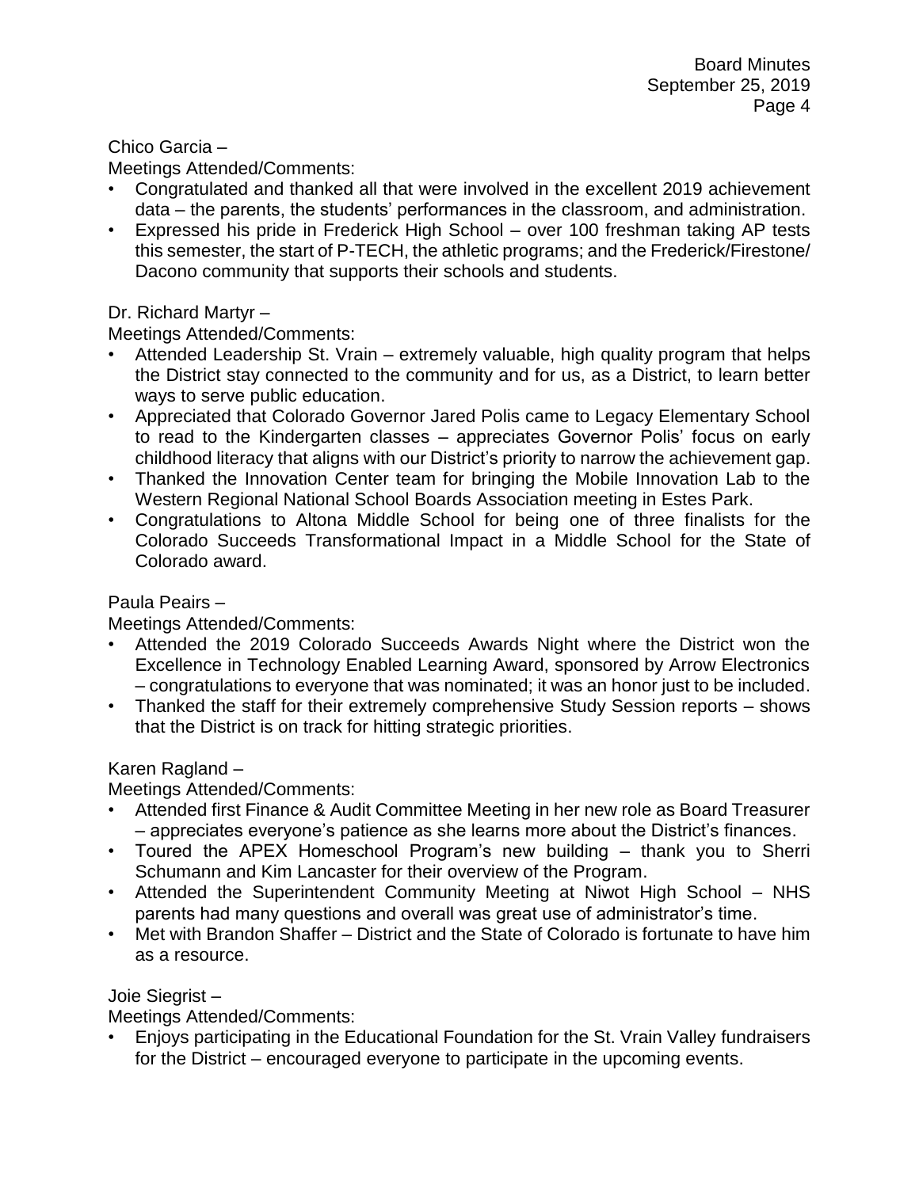Chico Garcia –

Meetings Attended/Comments:

- Congratulated and thanked all that were involved in the excellent 2019 achievement data – the parents, the students' performances in the classroom, and administration.
- Expressed his pride in Frederick High School – over 100 freshman taking AP tests this semester, the start of P-TECH, the athletic programs; and the Frederick/Firestone/ Dacono community that supports their schools and students.

Dr. Richard Martyr –

Meetings Attended/Comments:

- Attended Leadership St. Vrain – extremely valuable, high quality program that helps the District stay connected to the community and for us, as a District, to learn better ways to serve public education.
- Appreciated that Colorado Governor Jared Polis came to Legacy Elementary School to read to the Kindergarten classes – appreciates Governor Polis' focus on early childhood literacy that aligns with our District's priority to narrow the achievement gap.
- Thanked the Innovation Center team for bringing the Mobile Innovation Lab to the Western Regional National School Boards Association meeting in Estes Park.
- Congratulations to Altona Middle School for being one of three finalists for the Colorado Succeeds Transformational Impact in a Middle School for the State of Colorado award.

Paula Peairs –

Meetings Attended/Comments:

- Attended the 2019 Colorado Succeeds Awards Night where the District won the Excellence in Technology Enabled Learning Award, sponsored by Arrow Electronics – congratulations to everyone that was nominated; it was an honor just to be included.
- Thanked the staff for their extremely comprehensive Study Session reports – shows that the District is on track for hitting strategic priorities.

Karen Ragland –

Meetings Attended/Comments:

- Attended first Finance & Audit Committee Meeting in her new role as Board Treasurer – appreciates everyone's patience as she learns more about the District's finances.
- Toured the APEX Homeschool Program's new building – thank you to Sherri Schumann and Kim Lancaster for their overview of the Program.
- Attended the Superintendent Community Meeting at Niwot High School – NHS parents had many questions and overall was great use of administrator's time.
- Met with Brandon Shaffer – District and the State of Colorado is fortunate to have him as a resource.

Joie Siegrist –

Meetings Attended/Comments:

- Enjoys participating in the Educational Foundation for the St. Vrain Valley fundraisers for the District – encouraged everyone to participate in the upcoming events.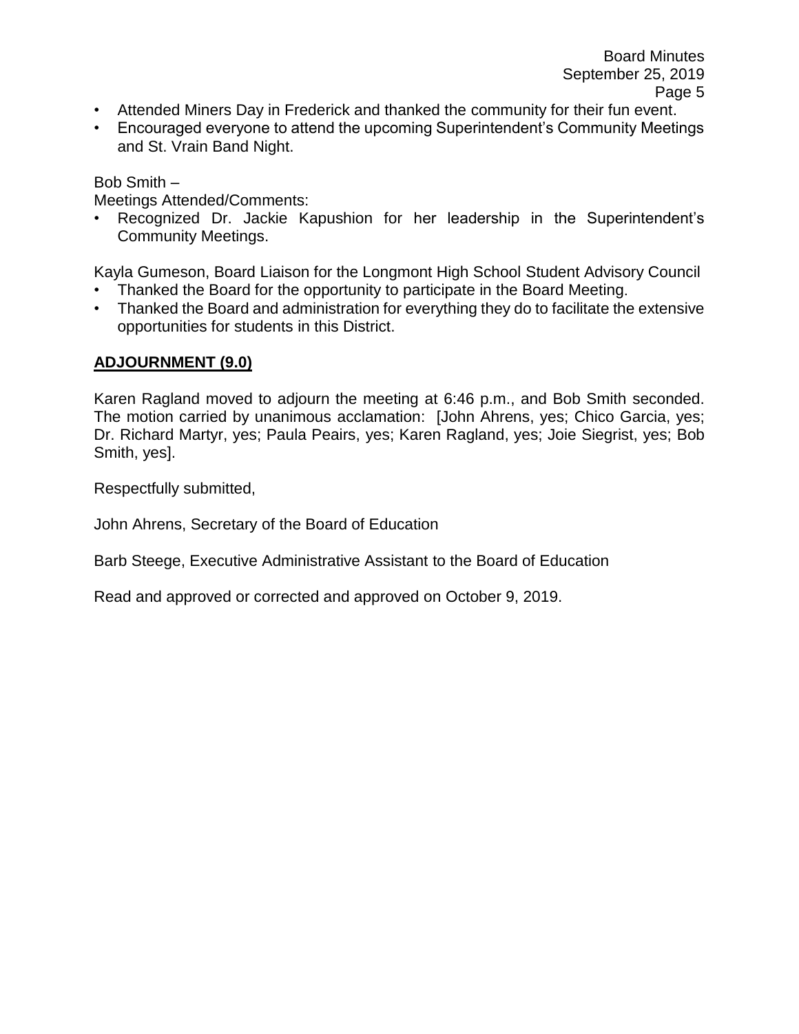- Attended Miners Day in Frederick and thanked the community for their fun event.
- Encouraged everyone to attend the upcoming Superintendent's Community Meetings and St. Vrain Band Night.

Bob Smith –

Meetings Attended/Comments:

- Recognized Dr. Jackie Kapushion for her leadership in the Superintendent's Community Meetings.

Kayla Gumeson, Board Liaison for the Longmont High School Student Advisory Council

- Thanked the Board for the opportunity to participate in the Board Meeting.
- Thanked the Board and administration for everything they do to facilitate the extensive opportunities for students in this District.

## **ADJOURNMENT (9.0)**

Karen Ragland moved to adjourn the meeting at 6:46 p.m., and Bob Smith seconded. The motion carried by unanimous acclamation: [John Ahrens, yes; Chico Garcia, yes; Dr. Richard Martyr, yes; Paula Peairs, yes; Karen Ragland, yes; Joie Siegrist, yes; Bob Smith, yes].

Respectfully submitted,

John Ahrens, Secretary of the Board of Education

Barb Steege, Executive Administrative Assistant to the Board of Education

Read and approved or corrected and approved on October 9, 2019.